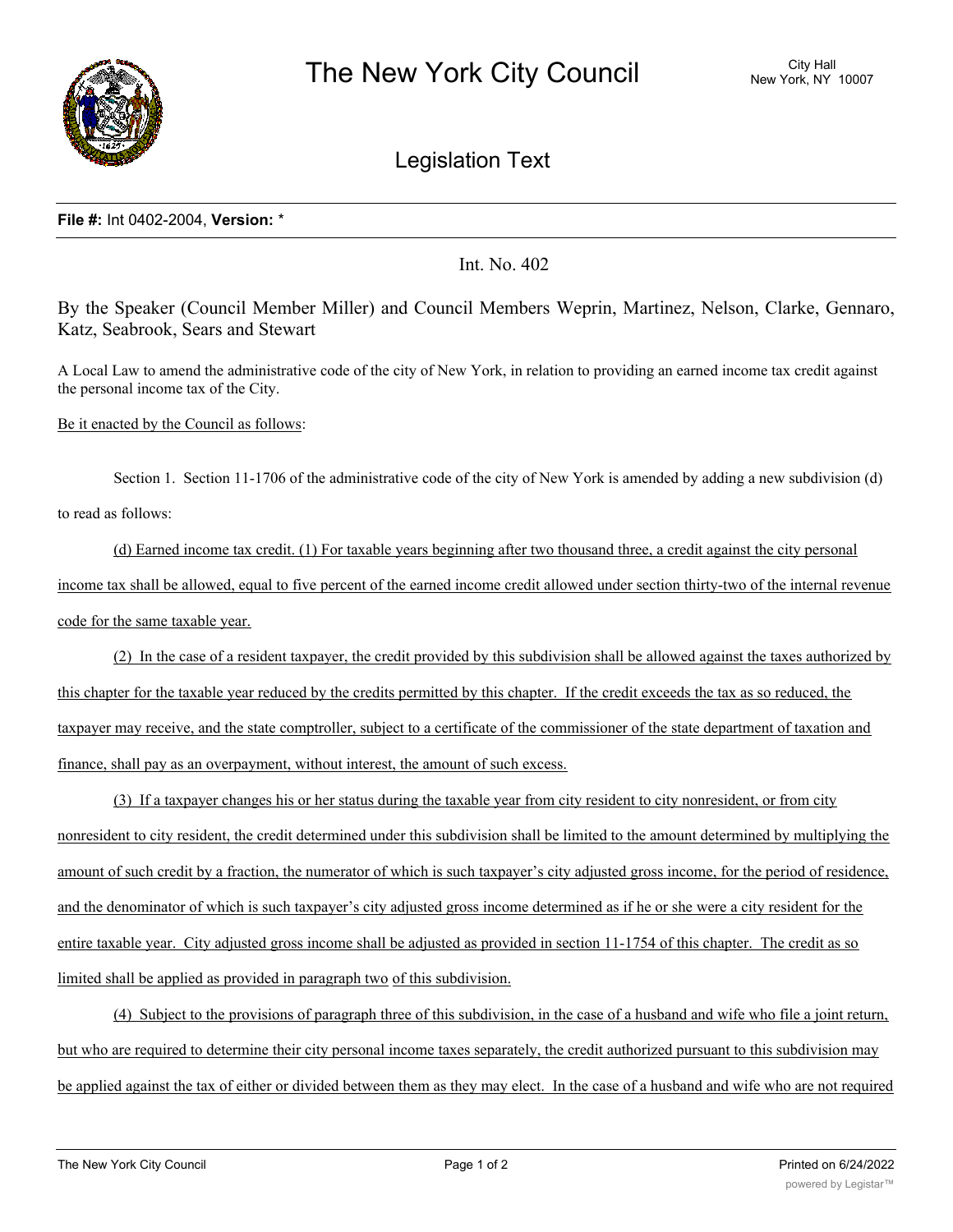# The New York City Council

City Hall
New York, NY 10007

## Legislation Text

**File #:** Int 0402-2004, **Version:** *

Int. No. 402

By the Speaker (Council Member Miller) and Council Members Weprin, Martinez, Nelson, Clarke, Gennaro, Katz, Seabrook, Sears and Stewart

A Local Law to amend the administrative code of the city of New York, in relation to providing an earned income tax credit against the personal income tax of the City.

Be it enacted by the Council as follows:

Section 1. Section 11-1706 of the administrative code of the city of New York is amended by adding a new subdivision (d) to read as follows:

(d) Earned income tax credit. (1) For taxable years beginning after two thousand three, a credit against the city personal income tax shall be allowed, equal to five percent of the earned income credit allowed under section thirty-two of the internal revenue code for the same taxable year.

(2) In the case of a resident taxpayer, the credit provided by this subdivision shall be allowed against the taxes authorized by this chapter for the taxable year reduced by the credits permitted by this chapter. If the credit exceeds the tax as so reduced, the taxpayer may receive, and the state comptroller, subject to a certificate of the commissioner of the state department of taxation and finance, shall pay as an overpayment, without interest, the amount of such excess.

(3) If a taxpayer changes his or her status during the taxable year from city resident to city nonresident, or from city nonresident to city resident, the credit determined under this subdivision shall be limited to the amount determined by multiplying the amount of such credit by a fraction, the numerator of which is such taxpayer's city adjusted gross income, for the period of residence, and the denominator of which is such taxpayer's city adjusted gross income determined as if he or she were a city resident for the entire taxable year. City adjusted gross income shall be adjusted as provided in section 11-1754 of this chapter. The credit as so limited shall be applied as provided in paragraph two of this subdivision.

(4) Subject to the provisions of paragraph three of this subdivision, in the case of a husband and wife who file a joint return, but who are required to determine their city personal income taxes separately, the credit authorized pursuant to this subdivision may be applied against the tax of either or divided between them as they may elect. In the case of a husband and wife who are not required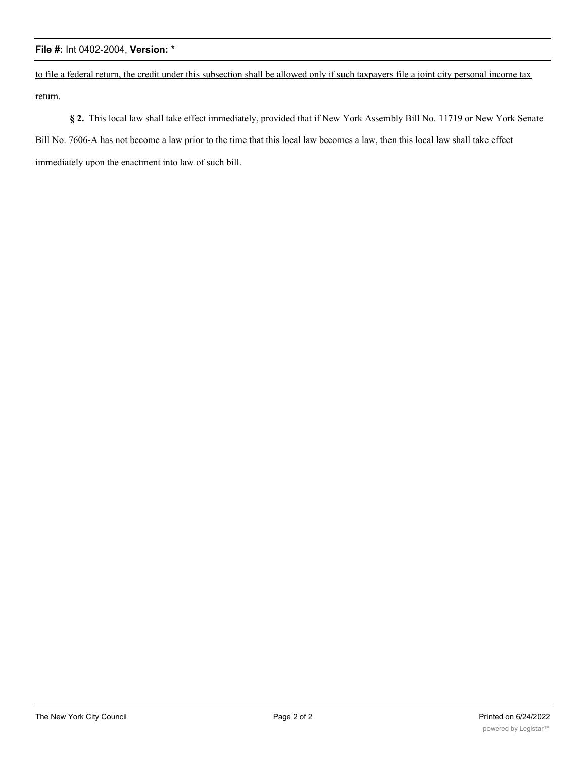to file a federal return, the credit under this subsection shall be allowed only if such taxpayers file a joint city personal income tax return.

**§ 2.** This local law shall take effect immediately, provided that if New York Assembly Bill No. 11719 or New York Senate Bill No. 7606-A has not become a law prior to the time that this local law becomes a law, then this local law shall take effect immediately upon the enactment into law of such bill.